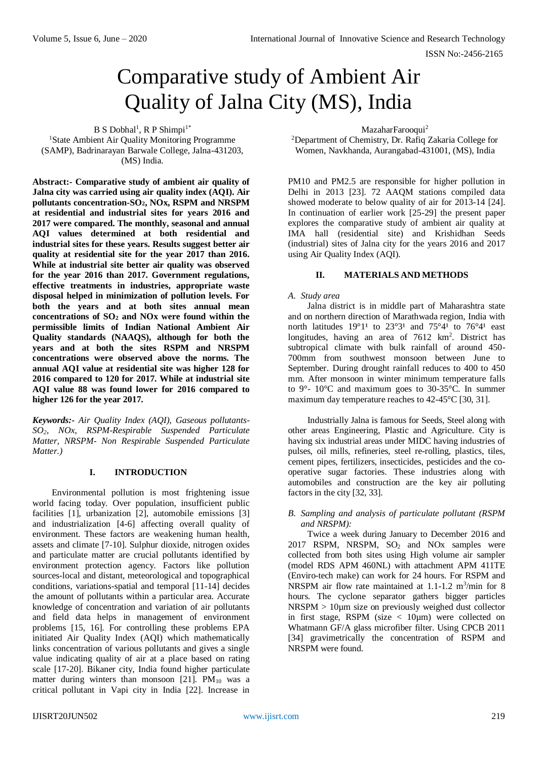# Comparative study of Ambient Air Quality of Jalna City (MS), India

B S Dobhal[1], R P Shimpi[1*]
[1]State Ambient Air Quality Monitoring Programme (SAMP), Badrinarayan Barwale College, Jalna-431203, (MS) India.

MazaharFarooqui[2]
[2]Department of Chemistry, Dr. Rafiq Zakaria College for Women, Navkhanda, Aurangabad-431001, (MS), India

**Abstract:- Comparative study of ambient air quality of Jalna city was carried using air quality index (AQI). Air pollutants concentration-$SO_2$, NOx, RSPM and NRSPM at residential and industrial sites for years 2016 and 2017 were compared. The monthly, seasonal and annual AQI values determined at both residential and industrial sites for these years. Results suggest better air quality at residential site for the year 2017 than 2016. While at industrial site better air quality was observed for the year 2016 than 2017. Government regulations, effective treatments in industries, appropriate waste disposal helped in minimization of pollution levels. For both the years and at both sites annual mean concentrations of $SO_2$ and NOx were found within the permissible limits of Indian National Ambient Air Quality standards (NAAQS), although for both the years and at both the sites RSPM and NRSPM concentrations were observed above the norms. The annual AQI value at residential site was higher 128 for 2016 compared to 120 for 2017. While at industrial site AQI value 88 was found lower for 2016 compared to higher 126 for the year 2017.**

***Keywords:-** Air Quality Index (AQI), Gaseous pollutants-$SO_2$, NOx, RSPM-Respirable Suspended Particulate Matter, NRSPM- Non Respirable Suspended Particulate Matter.)*

## I. INTRODUCTION

Environmental pollution is most frightening issue world facing today. Over population, insufficient public facilities [1], urbanization [2], automobile emissions [3] and industrialization [4-6] affecting overall quality of environment. These factors are weakening human health, assets and climate [7-10]. Sulphur dioxide, nitrogen oxides and particulate matter are crucial pollutants identified by environment protection agency. Factors like pollution sources-local and distant, meteorological and topographical conditions, variations-spatial and temporal [11-14] decides the amount of pollutants within a particular area. Accurate knowledge of concentration and variation of air pollutants and field data helps in management of environment problems [15, 16]. For controlling these problems EPA initiated Air Quality Index (AQI) which mathematically links concentration of various pollutants and gives a single value indicating quality of air at a place based on rating scale [17-20]. Bikaner city, India found higher particulate matter during winters than monsoon [21]. $PM_{10}$ was a critical pollutant in Vapi city in India [22]. Increase in PM10 and PM2.5 are responsible for higher pollution in Delhi in 2013 [23]. 72 AAQM stations compiled data showed moderate to below quality of air for 2013-14 [24]. In continuation of earlier work [25-29] the present paper explores the comparative study of ambient air quality at IMA hall (residential site) and Krishidhan Seeds (industrial) sites of Jalna city for the years 2016 and 2017 using Air Quality Index (AQI).

## II. MATERIALS AND METHODS

### *A. Study area*

Jalna district is in middle part of Maharashtra state and on northern direction of Marathwada region, India with north latitudes 19°1¹ to 23°3¹ and 75°4¹ to 76°4¹ east longitudes, having an area of 7612 $km^2$. District has subtropical climate with bulk rainfall of around 450-700mm from southwest monsoon between June to September. During drought rainfall reduces to 400 to 450 mm. After monsoon in winter minimum temperature falls to 9°- 10°C and maximum goes to 30-35°C. In summer maximum day temperature reaches to 42-45°C [30, 31].

Industrially Jalna is famous for Seeds, Steel along with other areas Engineering, Plastic and Agriculture. City is having six industrial areas under MIDC having industries of pulses, oil mills, refineries, steel re-rolling, plastics, tiles, cement pipes, fertilizers, insecticides, pesticides and the co-operative sugar factories. These industries along with automobiles and construction are the key air polluting factors in the city [32, 33].

### *B. Sampling and analysis of particulate pollutant (RSPM and NRSPM):*

Twice a week during January to December 2016 and 2017 RSPM, NRSPM, $SO_2$ and NOx samples were collected from both sites using High volume air sampler (model RDS APM 460NL) with attachment APM 411TE (Enviro-tech make) can work for 24 hours. For RSPM and NRSPM air flow rate maintained at 1.1-1.2 $m^3$/min for 8 hours. The cyclone separator gathers bigger particles NRSPM > 10µm size on previously weighed dust collector in first stage, RSPM (size < 10µm) were collected on Whatmann GF/A glass microfiber filter. Using CPCB 2011 [34] gravimetrically the concentration of RSPM and NRSPM were found.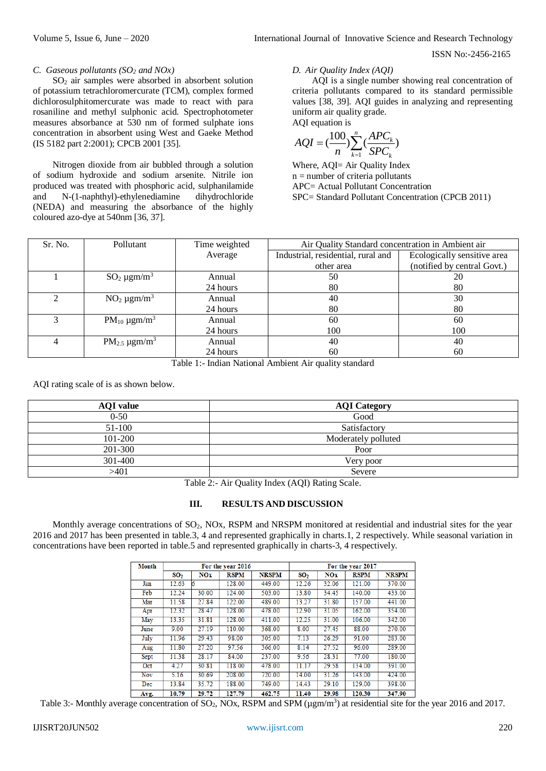### C. Gaseous pollutants ($SO_2$ and NOx)

$SO_2$ air samples were absorbed in absorbent solution of potassium tetrachloromercurate (TCM), complex formed dichlorosulphitomercurate was made to react with para rosaniline and methyl sulphonic acid. Spectrophotometer measures absorbance at 530 nm of formed sulphate ions concentration in absorbent using West and Gaeke Method (IS 5182 part 2:2001); CPCB 2001 [35].

Nitrogen dioxide from air bubbled through a solution of sodium hydroxide and sodium arsenite. Nitrile ion produced was treated with phosphoric acid, sulphanilamide and N-(1-naphthyl)-ethylenediamine dihydrochloride (NEDA) and measuring the absorbance of the highly coloured azo-dye at 540nm [36, 37].

### D. Air Quality Index (AQI)

AQI is a single number showing real concentration of criteria pollutants compared to its standard permissible values [38, 39]. AQI guides in analyzing and representing uniform air quality grade.

AQI equation is

$$AQI = \left(\frac{100}{n}\right)\sum_{k=1}^{n}\left(\frac{APC_k}{SPC_k}\right)$$

Where, AQI= Air Quality Index
n = number of criteria pollutants
APC= Actual Pollutant Concentration
SPC= Standard Pollutant Concentration (CPCB 2011)

| Sr. No. | Pollutant | Time weighted Average | Air Quality Standard concentration in Ambient air | |
|---|---|---|---|---|
| | | | Industrial, residential, rural and other area | Ecologically sensitive area (notified by central Govt.) |
| 1 | $SO_2$ µgm/m$^3$ | Annual<br>24 hours | 50<br>80 | 20<br>80 |
| 2 | $NO_2$ µgm/m$^3$ | Annual<br>24 hours | 40<br>80 | 30<br>80 |
| 3 | $PM_{10}$ µgm/m$^3$ | Annual<br>24 hours | 60<br>100 | 60<br>100 |
| 4 | $PM_{2.5}$ µgm/m$^3$ | Annual<br>24 hours | 40<br>60 | 40<br>60 |

Table 1:- Indian National Ambient Air quality standard

AQI rating scale of is as shown below.

| **AQI value** | **AQI Category** |
|---|---|
| 0-50 | Good |
| 51-100 | Satisfactory |
| 101-200 | Moderately polluted |
| 201-300 | Poor |
| 301-400 | Very poor |
| >401 | Severe |

Table 2:- Air Quality Index (AQI) Rating Scale.

## III. RESULTS AND DISCUSSION

Monthly average concentrations of $SO_2$, NOx, RSPM and NRSPM monitored at residential and industrial sites for the year 2016 and 2017 has been presented in table.3, 4 and represented graphically in charts.1, 2 respectively. While seasonal variation in concentrations have been reported in table.5 and represented graphically in charts-3, 4 respectively.

| Month | For the year 2016 | | | | For the year 2017 | | | |
|---|---|---|---|---|---|---|---|---|
| | $SO_2$ | NOx | RSPM | NRSPM | $SO_2$ | NOx | RSPM | NRSPM |
| Jan | 12.63 | 6 | 128.00 | 449.00 | 12.26 | 32.06 | 121.00 | 370.00 |
| Feb | 12.24 | 30.00 | 124.00 | 503.00 | 13.80 | 34.45 | 140.00 | 433.00 |
| Mar | 11.58 | 27.84 | 122.00 | 489.00 | 13.27 | 31.80 | 157.00 | 441.00 |
| Apr | 12.32 | 28.47 | 128.00 | 478.00 | 12.90 | 31.05 | 162.00 | 354.00 |
| May | 13.35 | 31.81 | 128.00 | 411.00 | 12.25 | 31.00 | 106.00 | 342.00 |
| June | 9.00 | 27.19 | 110.00 | 368.00 | 8.00 | 27.45 | 88.00 | 270.00 |
| July | 11.96 | 29.43 | 98.00 | 305.00 | 7.13 | 26.29 | 91.00 | 283.00 |
| Aug | 11.80 | 27.20 | 97.56 | 366.00 | 8.14 | 27.52 | 96.00 | 289.00 |
| Sept | 11.38 | 28.17 | 84.00 | 237.00 | 9.56 | 28.31 | 77.00 | 180.00 |
| Oct | 4.27 | 30.81 | 118.00 | 478.00 | 11.17 | 29.58 | 134.00 | 391.00 |
| Nov | 5.16 | 30.69 | 208.00 | 720.00 | 14.00 | 31.26 | 143.00 | 424.00 |
| Dec | 13.84 | 35.72 | 188.00 | 749.00 | 14.43 | 29.10 | 129.00 | 398.00 |
| **Avg.** | **10.79** | **29.72** | **127.79** | **462.75** | **11.40** | **29.98** | **120.30** | **347.90** |

Table 3:- Monthly average concentration of $SO_2$, NOx, RSPM and SPM (µgm/m$^3$) at residential site for the year 2016 and 2017.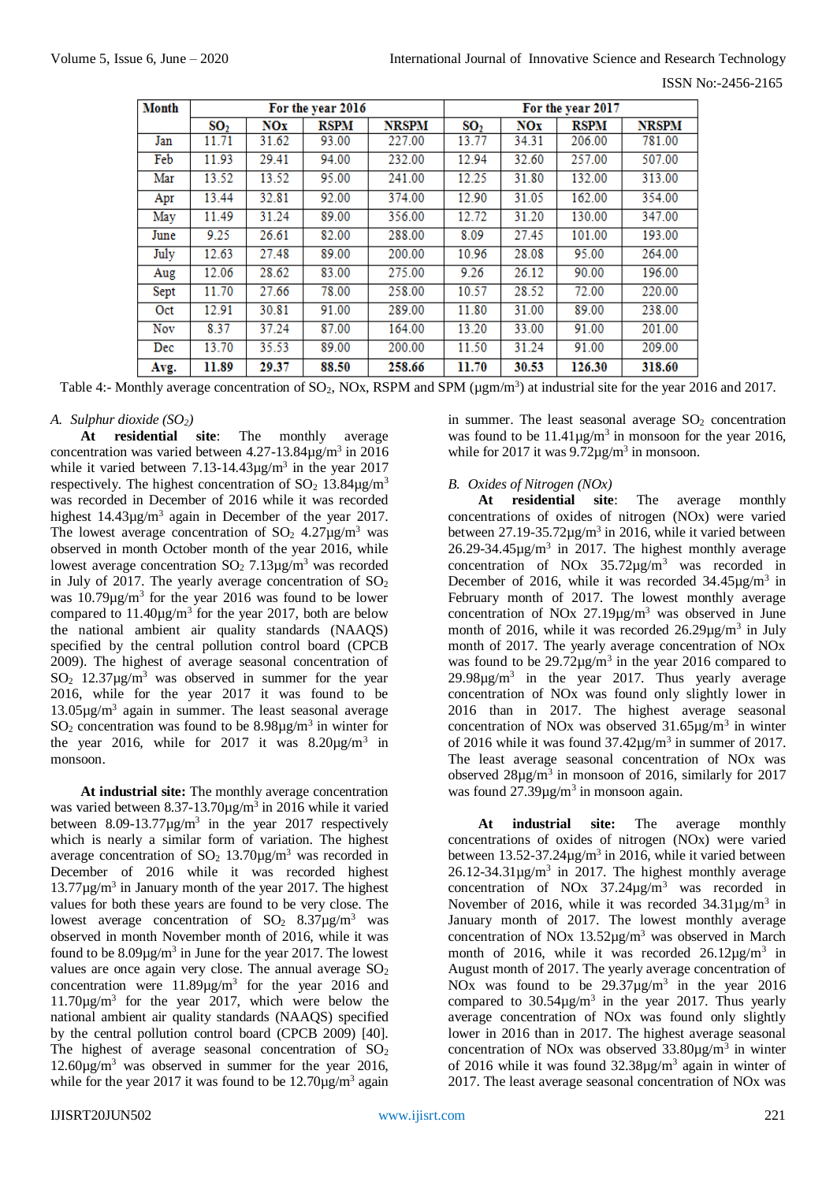| Month | For the year 2016 | | | | For the year 2017 | | | |
|---|---|---|---|---|---|---|---|---|
| | $SO_2$ | NOx | RSPM | NRSPM | $SO_2$ | NOx | RSPM | NRSPM |
| Jan | 11.71 | 31.62 | 93.00 | 227.00 | 13.77 | 34.31 | 206.00 | 781.00 |
| Feb | 11.93 | 29.41 | 94.00 | 232.00 | 12.94 | 32.60 | 257.00 | 507.00 |
| Mar | 13.52 | 13.52 | 95.00 | 241.00 | 12.25 | 31.80 | 132.00 | 313.00 |
| Apr | 13.44 | 32.81 | 92.00 | 374.00 | 12.90 | 31.05 | 162.00 | 354.00 |
| May | 11.49 | 31.24 | 89.00 | 356.00 | 12.72 | 31.20 | 130.00 | 347.00 |
| June | 9.25 | 26.61 | 82.00 | 288.00 | 8.09 | 27.45 | 101.00 | 193.00 |
| July | 12.63 | 27.48 | 89.00 | 200.00 | 10.96 | 28.08 | 95.00 | 264.00 |
| Aug | 12.06 | 28.62 | 83.00 | 275.00 | 9.26 | 26.12 | 90.00 | 196.00 |
| Sept | 11.70 | 27.66 | 78.00 | 258.00 | 10.57 | 28.52 | 72.00 | 220.00 |
| Oct | 12.91 | 30.81 | 91.00 | 289.00 | 11.80 | 31.00 | 89.00 | 238.00 |
| Nov | 8.37 | 37.24 | 87.00 | 164.00 | 13.20 | 33.00 | 91.00 | 201.00 |
| Dec | 13.70 | 35.53 | 89.00 | 200.00 | 11.50 | 31.24 | 91.00 | 209.00 |
| **Avg.** | **11.89** | **29.37** | **88.50** | **258.66** | **11.70** | **30.53** | **126.30** | **318.60** |

Table 4:- Monthly average concentration of $SO_2$, NOx, RSPM and SPM (µgm/m$^3$) at industrial site for the year 2016 and 2017.

### *A. Sulphur dioxide ($SO_2$)*

**At residential site**: The monthly average concentration was varied between 4.27-13.84µg/m$^3$ in 2016 while it varied between 7.13-14.43µg/m$^3$ in the year 2017 respectively. The highest concentration of $SO_2$ 13.84µg/m$^3$ was recorded in December of 2016 while it was recorded highest 14.43µg/m$^3$ again in December of the year 2017. The lowest average concentration of $SO_2$ 4.27µg/m$^3$ was observed in month October month of the year 2016, while lowest average concentration $SO_2$ 7.13µg/m$^3$ was recorded in July of 2017. The yearly average concentration of $SO_2$ was 10.79µg/m$^3$ for the year 2016 was found to be lower compared to 11.40µg/m$^3$ for the year 2017, both are below the national ambient air quality standards (NAAQS) specified by the central pollution control board (CPCB 2009). The highest of average seasonal concentration of $SO_2$ 12.37µg/m$^3$ was observed in summer for the year 2016, while for the year 2017 it was found to be 13.05µg/m$^3$ again in summer. The least seasonal average $SO_2$ concentration was found to be 8.98µg/m$^3$ in winter for the year 2016, while for 2017 it was 8.20µg/m$^3$ in monsoon.

**At industrial site:** The monthly average concentration was varied between 8.37-13.70µg/m$^3$ in 2016 while it varied between 8.09-13.77µg/m$^3$ in the year 2017 respectively which is nearly a similar form of variation. The highest average concentration of $SO_2$ 13.70µg/m$^3$ was recorded in December of 2016 while it was recorded highest 13.77µg/m$^3$ in January month of the year 2017. The highest values for both these years are found to be very close. The lowest average concentration of $SO_2$ 8.37µg/m$^3$ was observed in month November month of 2016, while it was found to be 8.09µg/m$^3$ in June for the year 2017. The lowest values are once again very close. The annual average $SO_2$ concentration were 11.89µg/m$^3$ for the year 2016 and 11.70µg/m$^3$ for the year 2017, which were below the national ambient air quality standards (NAAQS) specified by the central pollution control board (CPCB 2009) [40]. The highest of average seasonal concentration of $SO_2$ 12.60µg/m$^3$ was observed in summer for the year 2016, while for the year 2017 it was found to be 12.70µg/m$^3$ again in summer. The least seasonal average $SO_2$ concentration was found to be 11.41µg/m$^3$ in monsoon for the year 2016, while for 2017 it was 9.72µg/m$^3$ in monsoon.

### *B. Oxides of Nitrogen (NOx)*

**At residential site**: The average monthly concentrations of oxides of nitrogen (NOx) were varied between 27.19-35.72µg/m$^3$ in 2016, while it varied between 26.29-34.45µg/m$^3$ in 2017. The highest monthly average concentration of NOx 35.72µg/m$^3$ was recorded in December of 2016, while it was recorded 34.45µg/m$^3$ in February month of 2017. The lowest monthly average concentration of NOx 27.19µg/m$^3$ was observed in June month of 2016, while it was recorded 26.29µg/m$^3$ in July month of 2017. The yearly average concentration of NOx was found to be 29.72µg/m$^3$ in the year 2016 compared to 29.98µg/m$^3$ in the year 2017. Thus yearly average concentration of NOx was found only slightly lower in 2016 than in 2017. The highest average seasonal concentration of NOx was observed 31.65µg/m$^3$ in winter of 2016 while it was found 37.42µg/m$^3$ in summer of 2017. The least average seasonal concentration of NOx was observed 28µg/m$^3$ in monsoon of 2016, similarly for 2017 was found 27.39µg/m$^3$ in monsoon again.

**At industrial site:** The average monthly concentrations of oxides of nitrogen (NOx) were varied between 13.52-37.24µg/m$^3$ in 2016, while it varied between 26.12-34.31µg/m$^3$ in 2017. The highest monthly average concentration of NOx 37.24µg/m$^3$ was recorded in November of 2016, while it was recorded 34.31µg/m$^3$ in January month of 2017. The lowest monthly average concentration of NOx 13.52µg/m$^3$ was observed in March month of 2016, while it was recorded 26.12µg/m$^3$ in August month of 2017. The yearly average concentration of NOx was found to be 29.37µg/m$^3$ in the year 2016 compared to 30.54µg/m$^3$ in the year 2017. Thus yearly average concentration of NOx was found only slightly lower in 2016 than in 2017. The highest average seasonal concentration of NOx was observed 33.80µg/m$^3$ in winter of 2016 while it was found 32.38µg/m$^3$ again in winter of 2017. The least average seasonal concentration of NOx was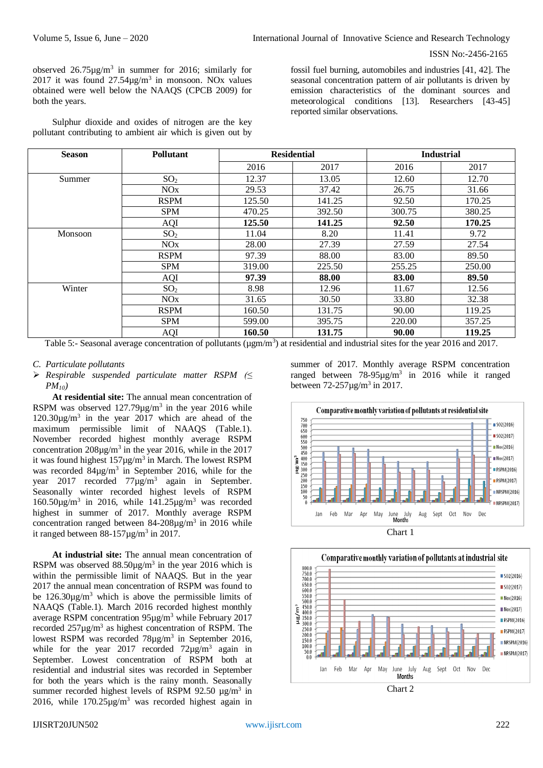observed 26.75µg/m$^3$ in summer for 2016; similarly for 2017 it was found 27.54µg/m$^3$ in monsoon. NOx values obtained were well below the NAAQS (CPCB 2009) for both the years.

Sulphur dioxide and oxides of nitrogen are the key pollutant contributing to ambient air which is given out by fossil fuel burning, automobiles and industries [41, 42]. The seasonal concentration pattern of air pollutants is driven by emission characteristics of the dominant sources and meteorological conditions [13]. Researchers [43-45] reported similar observations.

| Season | Pollutant | Residential | | Industrial | |
|---|---|---|---|---|---|
| | | 2016 | 2017 | 2016 | 2017 |
| Summer | $SO_2$ | 12.37 | 13.05 | 12.60 | 12.70 |
| | NOx | 29.53 | 37.42 | 26.75 | 31.66 |
| | RSPM | 125.50 | 141.25 | 92.50 | 170.25 |
| | SPM | 470.25 | 392.50 | 300.75 | 380.25 |
| | AQI | **125.50** | **141.25** | **92.50** | **170.25** |
| Monsoon | $SO_2$ | 11.04 | 8.20 | 11.41 | 9.72 |
| | NOx | 28.00 | 27.39 | 27.59 | 27.54 |
| | RSPM | 97.39 | 88.00 | 83.00 | 89.50 |
| | SPM | 319.00 | 225.50 | 255.25 | 250.00 |
| | AQI | **97.39** | **88.00** | **83.00** | **89.50** |
| Winter | $SO_2$ | 8.98 | 12.96 | 11.67 | 12.56 |
| | NOx | 31.65 | 30.50 | 33.80 | 32.38 |
| | RSPM | 160.50 | 131.75 | 90.00 | 119.25 |
| | SPM | 599.00 | 395.75 | 220.00 | 357.25 |
| | AQI | **160.50** | **131.75** | **90.00** | **119.25** |

Table 5:- Seasonal average concentration of pollutants (µgm/m$^3$) at residential and industrial sites for the year 2016 and 2017.

*C. Particulate pollutants*

- *Respirable suspended particulate matter RSPM ($\leq PM_{10}$)*

**At residential site:** The annual mean concentration of RSPM was observed 127.79µg/m$^3$ in the year 2016 while 120.30µg/m$^3$ in the year 2017 which are ahead of the maximum permissible limit of NAAQS (Table.1). November recorded highest monthly average RSPM concentration 208µg/m$^3$ in the year 2016, while in the 2017 it was found highest 157µg/m$^3$ in March. The lowest RSPM was recorded 84µg/m$^3$ in September 2016, while for the year 2017 recorded 77µg/m$^3$ again in September. Seasonally winter recorded highest levels of RSPM 160.50µg/m$^3$ in 2016, while 141.25µg/m$^3$ was recorded highest in summer of 2017. Monthly average RSPM concentration ranged between 84-208µg/m$^3$ in 2016 while it ranged between 88-157µg/m$^3$ in 2017.

**At industrial site:** The annual mean concentration of RSPM was observed 88.50µg/m$^3$ in the year 2016 which is within the permissible limit of NAAQS. But in the year 2017 the annual mean concentration of RSPM was found to be 126.30µg/m$^3$ which is above the permissible limits of NAAQS (Table.1). March 2016 recorded highest monthly average RSPM concentration 95µg/m$^3$ while February 2017 recorded 257µg/m$^3$ as highest concentration of RSPM. The lowest RSPM was recorded 78µg/m$^3$ in September 2016, while for the year 2017 recorded 72µg/m$^3$ again in September. Lowest concentration of RSPM both at residential and industrial sites was recorded in September for both the years which is the rainy month. Seasonally summer recorded highest levels of RSPM 92.50 µg/m$^3$ in 2016, while 170.25µg/m$^3$ was recorded highest again in summer of 2017. Monthly average RSPM concentration ranged between 78-95µg/m$^3$ in 2016 while it ranged between 72-257µg/m$^3$ in 2017.

Chart 1

Chart 2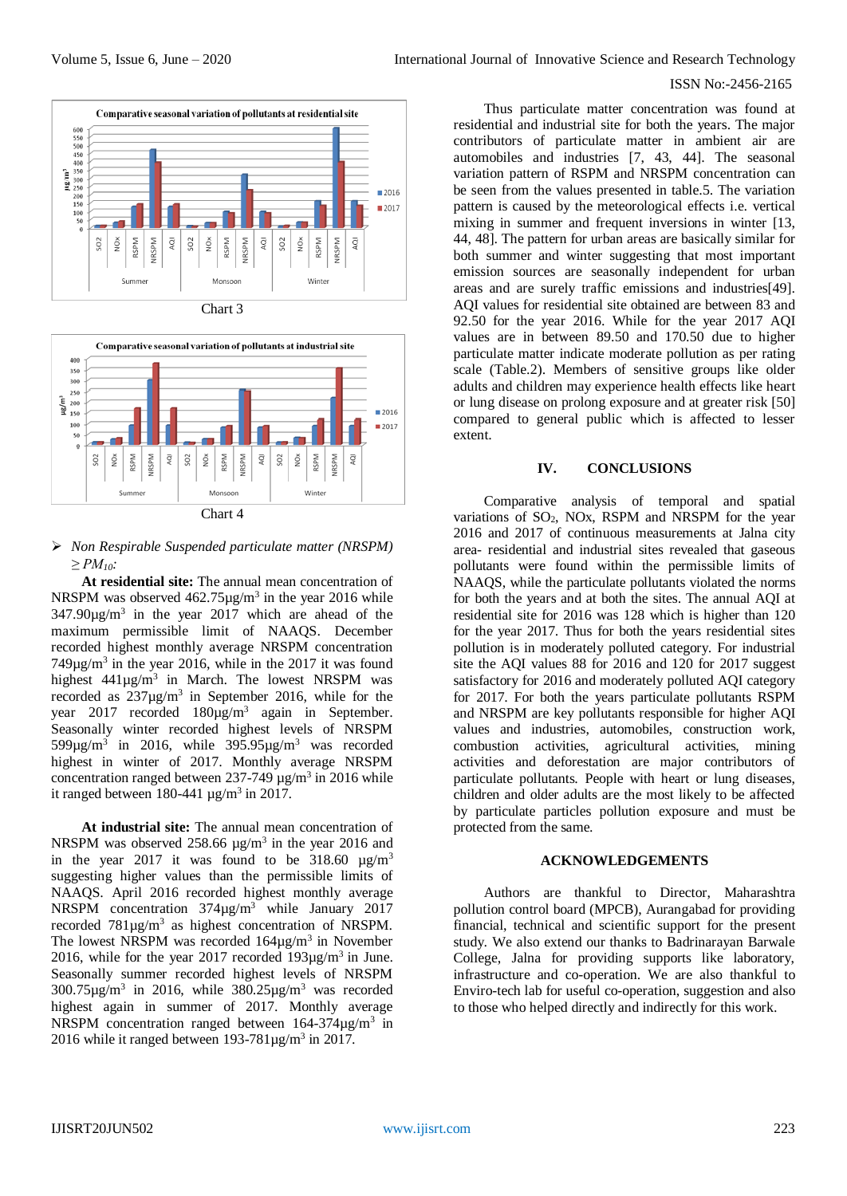Chart 3

Chart 4

- *Non Respirable Suspended particulate matter (NRSPM) ≥ $PM_{10}$:*

**At residential site:** The annual mean concentration of NRSPM was observed 462.75µg/m$^3$ in the year 2016 while 347.90µg/m$^3$ in the year 2017 which are ahead of the maximum permissible limit of NAAQS. December recorded highest monthly average NRSPM concentration 749µg/m$^3$ in the year 2016, while in the 2017 it was found highest 441µg/m$^3$ in March. The lowest NRSPM was recorded as 237µg/m$^3$ in September 2016, while for the year 2017 recorded 180µg/m$^3$ again in September. Seasonally winter recorded highest levels of NRSPM 599µg/m$^3$ in 2016, while 395.95µg/m$^3$ was recorded highest in winter of 2017. Monthly average NRSPM concentration ranged between 237-749 µg/m$^3$ in 2016 while it ranged between 180-441 µg/m$^3$ in 2017.

**At industrial site:** The annual mean concentration of NRSPM was observed 258.66 µg/m$^3$ in the year 2016 and in the year 2017 it was found to be 318.60 µg/m$^3$ suggesting higher values than the permissible limits of NAAQS. April 2016 recorded highest monthly average NRSPM concentration 374µg/m$^3$ while January 2017 recorded 781µg/m$^3$ as highest concentration of NRSPM. The lowest NRSPM was recorded 164µg/m$^3$ in November 2016, while for the year 2017 recorded 193µg/m$^3$ in June. Seasonally summer recorded highest levels of NRSPM 300.75µg/m$^3$ in 2016, while 380.25µg/m$^3$ was recorded highest again in summer of 2017. Monthly average NRSPM concentration ranged between 164-374µg/m$^3$ in 2016 while it ranged between 193-781µg/m$^3$ in 2017.

Thus particulate matter concentration was found at residential and industrial site for both the years. The major contributors of particulate matter in ambient air are automobiles and industries [7, 43, 44]. The seasonal variation pattern of RSPM and NRSPM concentration can be seen from the values presented in table.5. The variation pattern is caused by the meteorological effects i.e. vertical mixing in summer and frequent inversions in winter [13, 44, 48]. The pattern for urban areas are basically similar for both summer and winter suggesting that most important emission sources are seasonally independent for urban areas and are surely traffic emissions and industries[49]. AQI values for residential site obtained are between 83 and 92.50 for the year 2016. While for the year 2017 AQI values are in between 89.50 and 170.50 due to higher particulate matter indicate moderate pollution as per rating scale (Table.2). Members of sensitive groups like older adults and children may experience health effects like heart or lung disease on prolong exposure and at greater risk [50] compared to general public which is affected to lesser extent.

## IV. CONCLUSIONS

Comparative analysis of temporal and spatial variations of $SO_2$, NOx, RSPM and NRSPM for the year 2016 and 2017 of continuous measurements at Jalna city area- residential and industrial sites revealed that gaseous pollutants were found within the permissible limits of NAAQS, while the particulate pollutants violated the norms for both the years and at both the sites. The annual AQI at residential site for 2016 was 128 which is higher than 120 for the year 2017. Thus for both the years residential sites pollution is in moderately polluted category. For industrial site the AQI values 88 for 2016 and 120 for 2017 suggest satisfactory for 2016 and moderately polluted AQI category for 2017. For both the years particulate pollutants RSPM and NRSPM are key pollutants responsible for higher AQI values and industries, automobiles, construction work, combustion activities, agricultural activities, mining activities and deforestation are major contributors of particulate pollutants. People with heart or lung diseases, children and older adults are the most likely to be affected by particulate particles pollution exposure and must be protected from the same.

## ACKNOWLEDGEMENTS

Authors are thankful to Director, Maharashtra pollution control board (MPCB), Aurangabad for providing financial, technical and scientific support for the present study. We also extend our thanks to Badrinarayan Barwale College, Jalna for providing supports like laboratory, infrastructure and co-operation. We are also thankful to Enviro-tech lab for useful co-operation, suggestion and also to those who helped directly and indirectly for this work.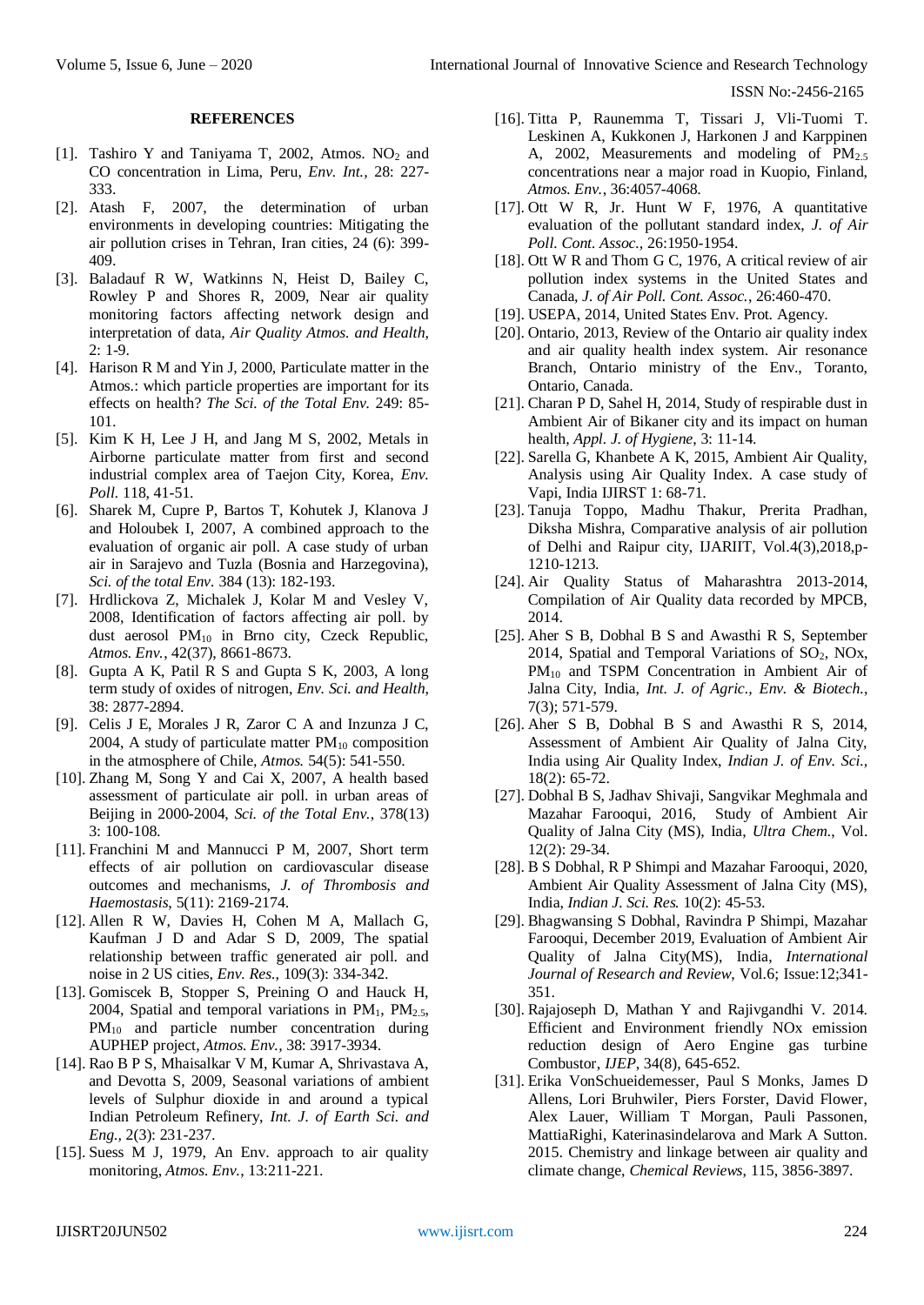### REFERENCES

[1]. Tashiro Y and Taniyama T, 2002, Atmos. $NO_2$ and CO concentration in Lima, Peru, *Env. Int.*, 28: 227-333.

[2]. Atash F, 2007, the determination of urban environments in developing countries: Mitigating the air pollution crises in Tehran, Iran cities, 24 (6): 399-409.

[3]. Baladauf R W, Watkinns N, Heist D, Bailey C, Rowley P and Shores R, 2009, Near air quality monitoring factors affecting network design and interpretation of data, *Air Quality Atmos. and Health*, 2: 1-9.

[4]. Harison R M and Yin J, 2000, Particulate matter in the Atmos.: which particle properties are important for its effects on health? *The Sci. of the Total Env.* 249: 85-101.

[5]. Kim K H, Lee J H, and Jang M S, 2002, Metals in Airborne particulate matter from first and second industrial complex area of Taejon City, Korea, *Env. Poll.* 118, 41-51.

[6]. Sharek M, Cupre P, Bartos T, Kohutek J, Klanova J and Holoubek I, 2007, A combined approach to the evaluation of organic air poll. A case study of urban air in Sarajevo and Tuzla (Bosnia and Harzegovina), *Sci. of the total Env.* 384 (13): 182-193.

[7]. Hrdlickova Z, Michalek J, Kolar M and Vesley V, 2008, Identification of factors affecting air poll. by dust aerosol $PM_{10}$ in Brno city, Czeck Republic, *Atmos. Env.*, 42(37), 8661-8673.

[8]. Gupta A K, Patil R S and Gupta S K, 2003, A long term study of oxides of nitrogen, *Env. Sci. and Health*, 38: 2877-2894.

[9]. Celis J E, Morales J R, Zaror C A and Inzunza J C, 2004, A study of particulate matter $PM_{10}$ composition in the atmosphere of Chile, *Atmos.* 54(5): 541-550.

[10]. Zhang M, Song Y and Cai X, 2007, A health based assessment of particulate air poll. in urban areas of Beijing in 2000-2004, *Sci. of the Total Env.*, 378(13) 3: 100-108.

[11]. Franchini M and Mannucci P M, 2007, Short term effects of air pollution on cardiovascular disease outcomes and mechanisms, *J. of Thrombosis and Haemostasis*, 5(11): 2169-2174.

[12]. Allen R W, Davies H, Cohen M A, Mallach G, Kaufman J D and Adar S D, 2009, The spatial relationship between traffic generated air poll. and noise in 2 US cities, *Env. Res.*, 109(3): 334-342.

[13]. Gomiscek B, Stopper S, Preining O and Hauck H, 2004, Spatial and temporal variations in $PM_1$, $PM_{2.5}$, $PM_{10}$ and particle number concentration during AUPHEP project, *Atmos. Env.*, 38: 3917-3934.

[14]. Rao B P S, Mhaisalkar V M, Kumar A, Shrivastava A, and Devotta S, 2009, Seasonal variations of ambient levels of Sulphur dioxide in and around a typical Indian Petroleum Refinery, *Int. J. of Earth Sci. and Eng.*, 2(3): 231-237.

[15]. Suess M J, 1979, An Env. approach to air quality monitoring, *Atmos. Env.*, 13:211-221.

[16]. Titta P, Raunemma T, Tissari J, Vli-Tuomi T. Leskinen A, Kukkonen J, Harkonen J and Karppinen A, 2002, Measurements and modeling of $PM_{2.5}$ concentrations near a major road in Kuopio, Finland, *Atmos. Env.*, 36:4057-4068.

[17]. Ott W R, Jr. Hunt W F, 1976, A quantitative evaluation of the pollutant standard index, *J. of Air Poll. Cont. Assoc.*, 26:1950-1954.

[18]. Ott W R and Thom G C, 1976, A critical review of air pollution index systems in the United States and Canada, *J. of Air Poll. Cont. Assoc.*, 26:460-470.

[19]. USEPA, 2014, United States Env. Prot. Agency.

[20]. Ontario, 2013, Review of the Ontario air quality index and air quality health index system. Air resonance Branch, Ontario ministry of the Env., Toranto, Ontario, Canada.

[21]. Charan P D, Sahel H, 2014, Study of respirable dust in Ambient Air of Bikaner city and its impact on human health, *Appl. J. of Hygiene*, 3: 11-14.

[22]. Sarella G, Khanbete A K, 2015, Ambient Air Quality, Analysis using Air Quality Index. A case study of Vapi, India IJIRST 1: 68-71.

[23]. Tanuja Toppo, Madhu Thakur, Prerita Pradhan, Diksha Mishra, Comparative analysis of air pollution of Delhi and Raipur city, IJARIIT, Vol.4(3),2018,p-1210-1213.

[24]. Air Quality Status of Maharashtra 2013-2014, Compilation of Air Quality data recorded by MPCB, 2014.

[25]. Aher S B, Dobhal B S and Awasthi R S, September 2014, Spatial and Temporal Variations of $SO_2$, NOx, $PM_{10}$ and TSPM Concentration in Ambient Air of Jalna City, India, *Int. J. of Agric., Env. & Biotech.*, 7(3); 571-579.

[26]. Aher S B, Dobhal B S and Awasthi R S, 2014, Assessment of Ambient Air Quality of Jalna City, India using Air Quality Index, *Indian J. of Env. Sci.*, 18(2): 65-72.

[27]. Dobhal B S, Jadhav Shivaji, Sangvikar Meghmala and Mazahar Farooqui, 2016, Study of Ambient Air Quality of Jalna City (MS), India, *Ultra Chem.*, Vol. 12(2): 29-34.

[28]. B S Dobhal, R P Shimpi and Mazahar Farooqui, 2020, Ambient Air Quality Assessment of Jalna City (MS), India, *Indian J. Sci. Res.* 10(2): 45-53.

[29]. Bhagwansing S Dobhal, Ravindra P Shimpi, Mazahar Farooqui, December 2019, Evaluation of Ambient Air Quality of Jalna City(MS), India, *International Journal of Research and Review*, Vol.6; Issue:12;341-351.

[30]. Rajajoseph D, Mathan Y and Rajivgandhi V. 2014. Efficient and Environment friendly NOx emission reduction design of Aero Engine gas turbine Combustor, *IJEP*, 34(8), 645-652.

[31]. Erika VonSchueidemesser, Paul S Monks, James D Allens, Lori Bruhwiler, Piers Forster, David Flower, Alex Lauer, William T Morgan, Pauli Passonen, MattiaRighi, Katerinasindelarova and Mark A Sutton. 2015. Chemistry and linkage between air quality and climate change, *Chemical Reviews*, 115, 3856-3897.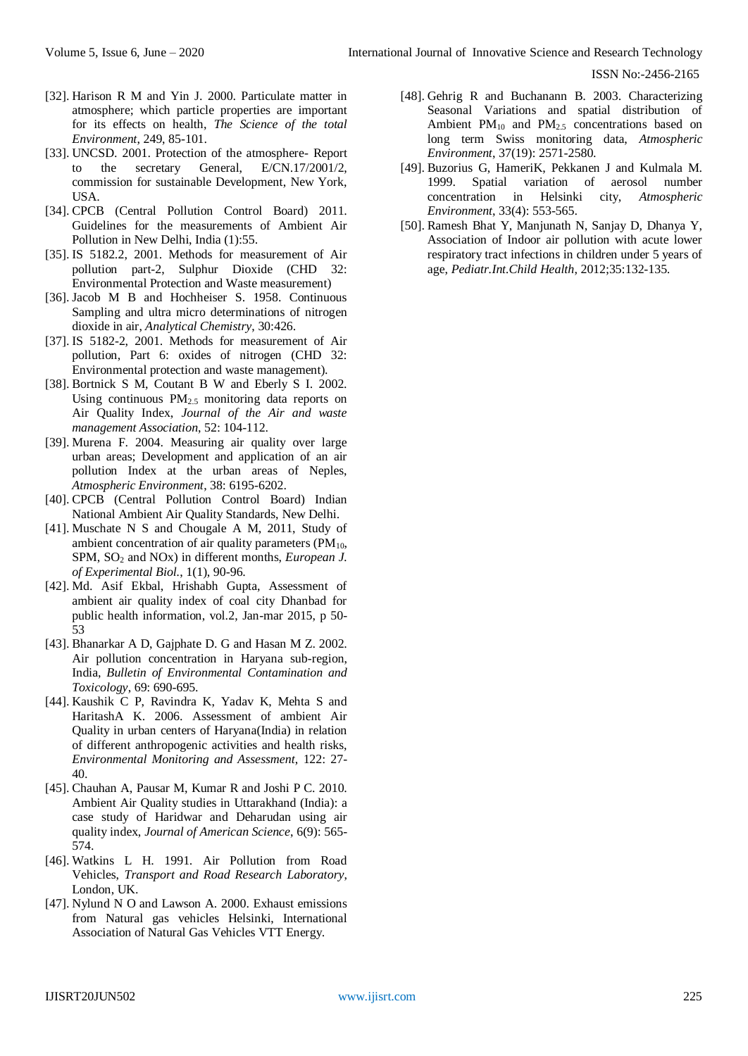[32]. Harison R M and Yin J. 2000. Particulate matter in atmosphere; which particle properties are important for its effects on health, *The Science of the total Environment*, 249, 85-101.

[33]. UNCSD. 2001. Protection of the atmosphere- Report to the secretary General, E/CN.17/2001/2, commission for sustainable Development, New York, USA.

[34]. CPCB (Central Pollution Control Board) 2011. Guidelines for the measurements of Ambient Air Pollution in New Delhi, India (1):55.

[35]. IS 5182.2, 2001. Methods for measurement of Air pollution part-2, Sulphur Dioxide (CHD 32: Environmental Protection and Waste measurement)

[36]. Jacob M B and Hochheiser S. 1958. Continuous Sampling and ultra micro determinations of nitrogen dioxide in air, *Analytical Chemistry*, 30:426.

[37]. IS 5182-2, 2001. Methods for measurement of Air pollution, Part 6: oxides of nitrogen (CHD 32: Environmental protection and waste management).

[38]. Bortnick S M, Coutant B W and Eberly S I. 2002. Using continuous $PM_{2.5}$ monitoring data reports on Air Quality Index, *Journal of the Air and waste management Association*, 52: 104-112.

[39]. Murena F. 2004. Measuring air quality over large urban areas; Development and application of an air pollution Index at the urban areas of Neples, *Atmospheric Environment*, 38: 6195-6202.

[40]. CPCB (Central Pollution Control Board) Indian National Ambient Air Quality Standards, New Delhi.

[41]. Muschate N S and Chougale A M, 2011, Study of ambient concentration of air quality parameters ($PM_{10}$, SPM, $SO_2$ and NOx) in different months, *European J. of Experimental Biol.*, 1(1), 90-96.

[42]. Md. Asif Ekbal, Hrishabh Gupta, Assessment of ambient air quality index of coal city Dhanbad for public health information, vol.2, Jan-mar 2015, p 50-53

[43]. Bhanarkar A D, Gajphate D. G and Hasan M Z. 2002. Air pollution concentration in Haryana sub-region, India, *Bulletin of Environmental Contamination and Toxicology*, 69: 690-695.

[44]. Kaushik C P, Ravindra K, Yadav K, Mehta S and HaritashA K. 2006. Assessment of ambient Air Quality in urban centers of Haryana(India) in relation of different anthropogenic activities and health risks, *Environmental Monitoring and Assessment*, 122: 27-40.

[45]. Chauhan A, Pausar M, Kumar R and Joshi P C. 2010. Ambient Air Quality studies in Uttarakhand (India): a case study of Haridwar and Deharudan using air quality index, *Journal of American Science*, 6(9): 565-574.

[46]. Watkins L H. 1991. Air Pollution from Road Vehicles, *Transport and Road Research Laboratory*, London, UK.

[47]. Nylund N O and Lawson A. 2000. Exhaust emissions from Natural gas vehicles Helsinki, International Association of Natural Gas Vehicles VTT Energy.

[48]. Gehrig R and Buchanann B. 2003. Characterizing Seasonal Variations and spatial distribution of Ambient $PM_{10}$ and $PM_{2.5}$ concentrations based on long term Swiss monitoring data, *Atmospheric Environment*, 37(19): 2571-2580.

[49]. Buzorius G, HameriK, Pekkanen J and Kulmala M. 1999. Spatial variation of aerosol number concentration in Helsinki city, *Atmospheric Environment*, 33(4): 553-565.

[50]. Ramesh Bhat Y, Manjunath N, Sanjay D, Dhanya Y, Association of Indoor air pollution with acute lower respiratory tract infections in children under 5 years of age, *Pediatr.Int.Child Health*, 2012;35:132-135.